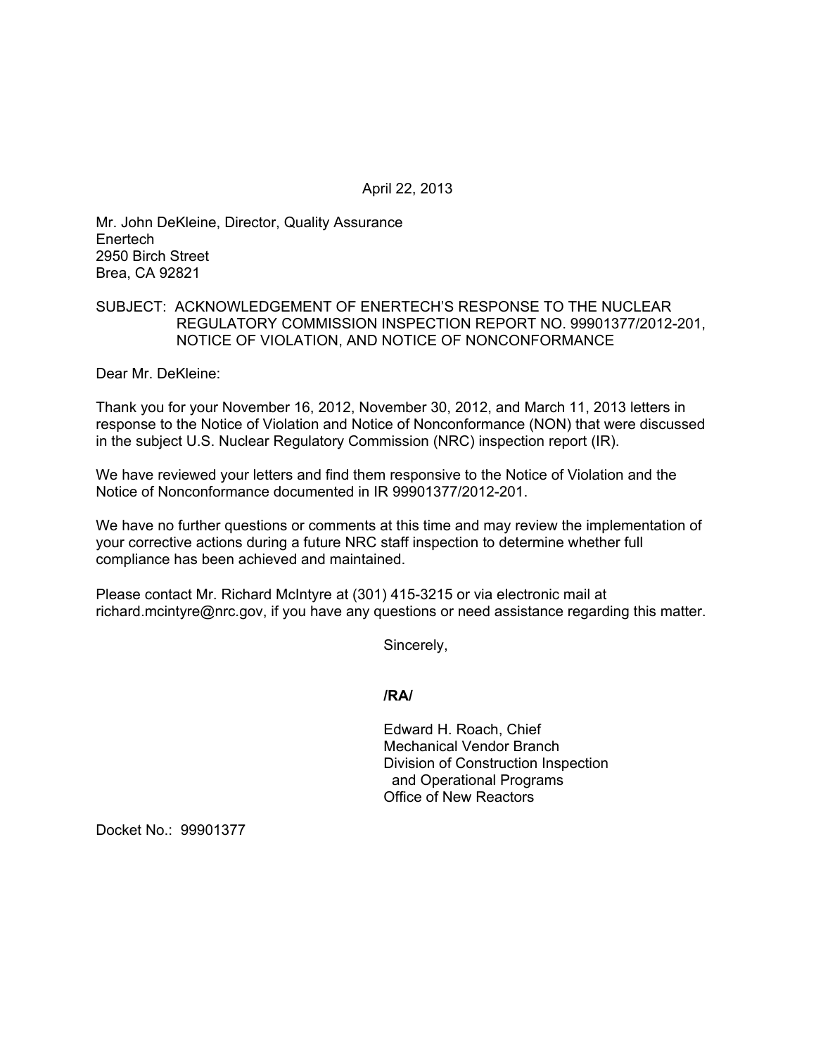April 22, 2013

Mr. John DeKleine, Director, Quality Assurance
Enertech
2950 Birch Street
Brea, CA 92821

SUBJECT: ACKNOWLEDGEMENT OF ENERTECH'S RESPONSE TO THE NUCLEAR REGULATORY COMMISSION INSPECTION REPORT NO. 99901377/2012-201, NOTICE OF VIOLATION, AND NOTICE OF NONCONFORMANCE

Dear Mr. DeKleine:

Thank you for your November 16, 2012, November 30, 2012, and March 11, 2013 letters in response to the Notice of Violation and Notice of Nonconformance (NON) that were discussed in the subject U.S. Nuclear Regulatory Commission (NRC) inspection report (IR).

We have reviewed your letters and find them responsive to the Notice of Violation and the Notice of Nonconformance documented in IR 99901377/2012-201.

We have no further questions or comments at this time and may review the implementation of your corrective actions during a future NRC staff inspection to determine whether full compliance has been achieved and maintained.

Please contact Mr. Richard McIntyre at (301) 415-3215 or via electronic mail at richard.mcintyre@nrc.gov, if you have any questions or need assistance regarding this matter.

Sincerely,

**/RA/**

Edward H. Roach, Chief
Mechanical Vendor Branch
Division of Construction Inspection
and Operational Programs
Office of New Reactors

Docket No.: 99901377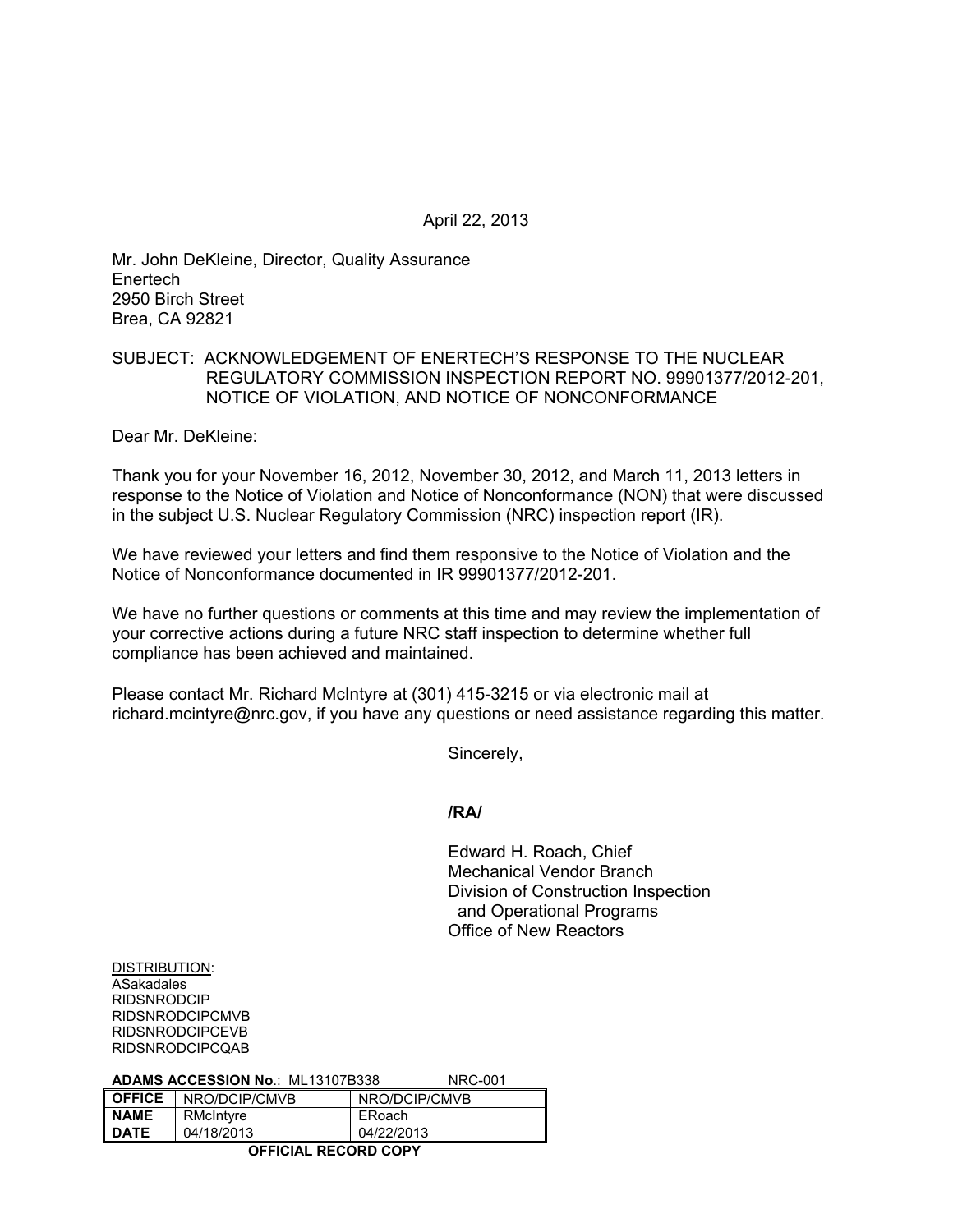April 22, 2013

Mr. John DeKleine, Director, Quality Assurance
Enertech
2950 Birch Street
Brea, CA 92821

SUBJECT: ACKNOWLEDGEMENT OF ENERTECH'S RESPONSE TO THE NUCLEAR REGULATORY COMMISSION INSPECTION REPORT NO. 99901377/2012-201, NOTICE OF VIOLATION, AND NOTICE OF NONCONFORMANCE

Dear Mr. DeKleine:

Thank you for your November 16, 2012, November 30, 2012, and March 11, 2013 letters in response to the Notice of Violation and Notice of Nonconformance (NON) that were discussed in the subject U.S. Nuclear Regulatory Commission (NRC) inspection report (IR).

We have reviewed your letters and find them responsive to the Notice of Violation and the Notice of Nonconformance documented in IR 99901377/2012-201.

We have no further questions or comments at this time and may review the implementation of your corrective actions during a future NRC staff inspection to determine whether full compliance has been achieved and maintained.

Please contact Mr. Richard McIntyre at (301) 415-3215 or via electronic mail at richard.mcintyre@nrc.gov, if you have any questions or need assistance regarding this matter.

Sincerely,

**/RA/**

Edward H. Roach, Chief
Mechanical Vendor Branch
Division of Construction Inspection
and Operational Programs
Office of New Reactors

DISTRIBUTION:
ASakadales
RIDSNRODCIP
RIDSNRODCIPCMVB
RIDSNRODCIPCEVB
RIDSNRODCIPCQAB

**ADAMS ACCESSION No.**: ML13107B338 NRC-001

| **OFFICE** | NRO/DCIP/CMVB | NRO/DCIP/CMVB |
|---|---|---|
| **NAME** | RMcIntyre | ERoach |
| **DATE** | 04/18/2013 | 04/22/2013 |

**OFFICIAL RECORD COPY**